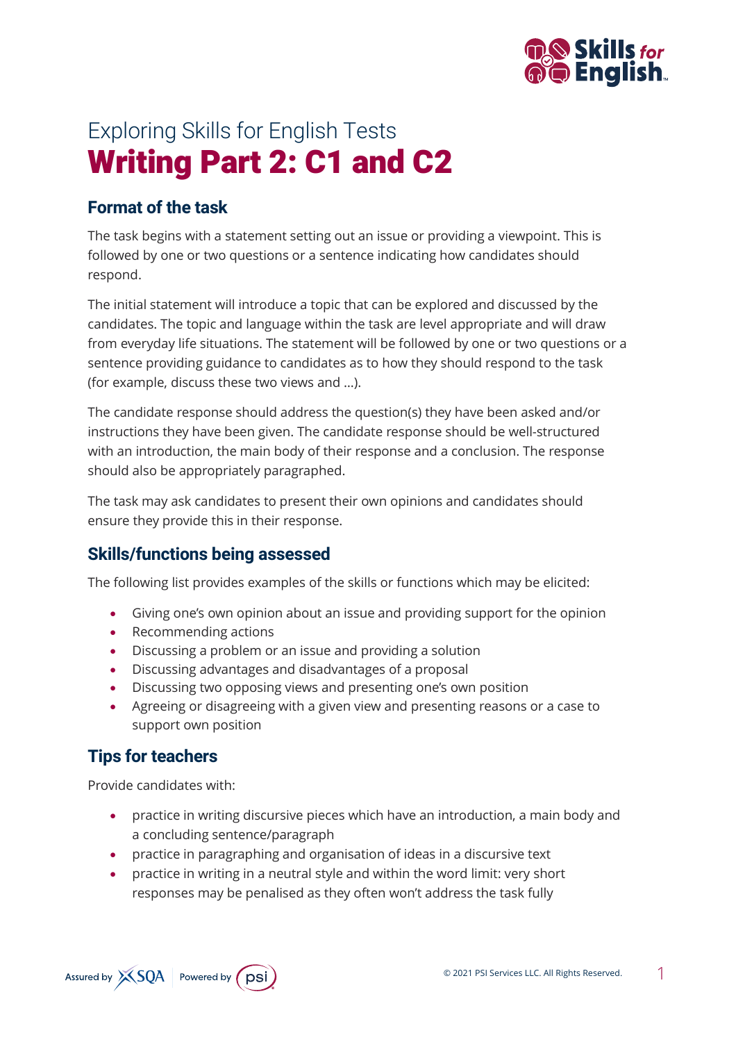Exploring Skills for English Tests

# Writing Part 2: C1 and C2

## Format of the task

The task begins with a statement setting out an issue or providing a viewpoint. This is followed by one or two questions or a sentence indicating how candidates should respond.

The initial statement will introduce a topic that can be explored and discussed by the candidates. The topic and language within the task are level appropriate and will draw from everyday life situations. The statement will be followed by one or two questions or a sentence providing guidance to candidates as to how they should respond to the task (for example, discuss these two views and …).

The candidate response should address the question(s) they have been asked and/or instructions they have been given. The candidate response should be well-structured with an introduction, the main body of their response and a conclusion. The response should also be appropriately paragraphed.

The task may ask candidates to present their own opinions and candidates should ensure they provide this in their response.

## Skills/functions being assessed

The following list provides examples of the skills or functions which may be elicited:

- Giving one's own opinion about an issue and providing support for the opinion
- Recommending actions
- Discussing a problem or an issue and providing a solution
- Discussing advantages and disadvantages of a proposal
- Discussing two opposing views and presenting one's own position
- Agreeing or disagreeing with a given view and presenting reasons or a case to support own position

## Tips for teachers

Provide candidates with:

- practice in writing discursive pieces which have an introduction, a main body and a concluding sentence/paragraph
- practice in paragraphing and organisation of ideas in a discursive text
- practice in writing in a neutral style and within the word limit: very short responses may be penalised as they often won't address the task fully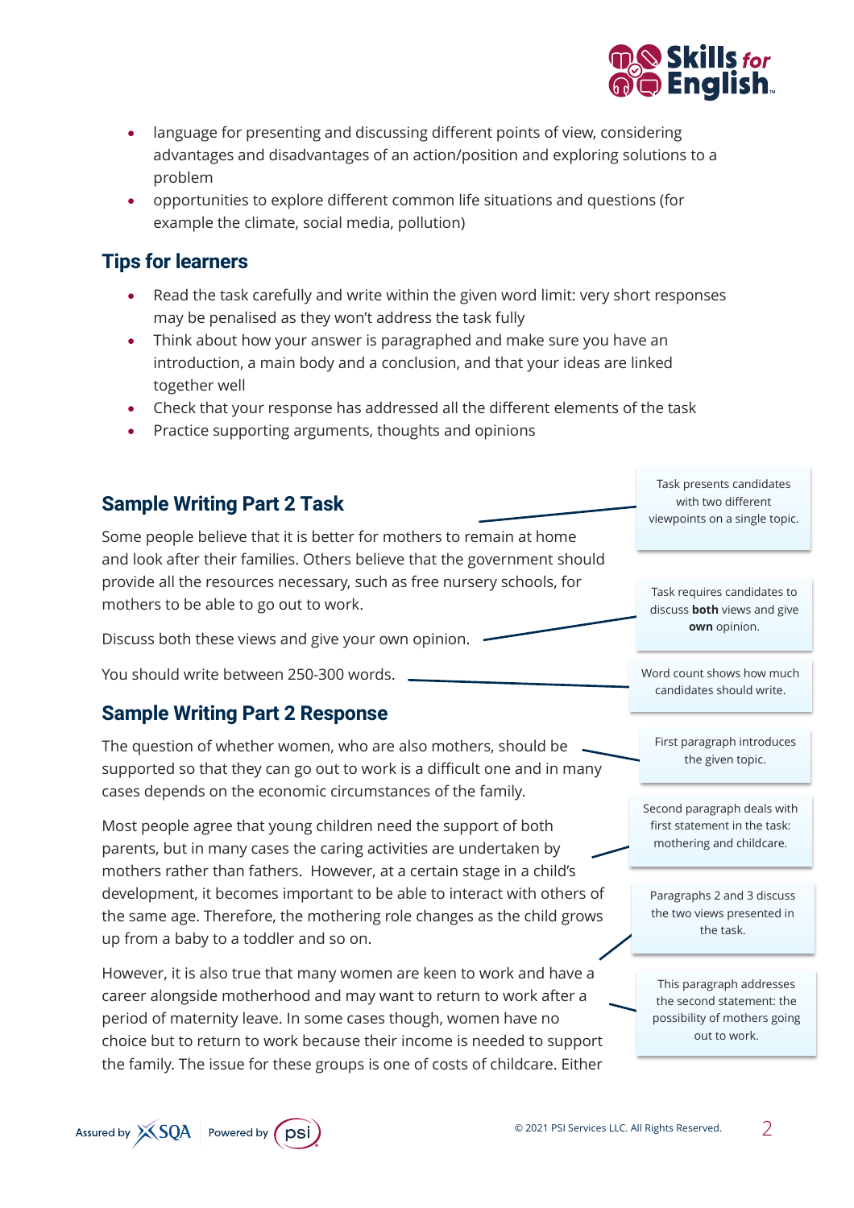- language for presenting and discussing different points of view, considering advantages and disadvantages of an action/position and exploring solutions to a problem
- opportunities to explore different common life situations and questions (for example the climate, social media, pollution)

## Tips for learners

- Read the task carefully and write within the given word limit: very short responses may be penalised as they won't address the task fully
- Think about how your answer is paragraphed and make sure you have an introduction, a main body and a conclusion, and that your ideas are linked together well
- Check that your response has addressed all the different elements of the task
- Practice supporting arguments, thoughts and opinions

## Sample Writing Part 2 Task

Some people believe that it is better for mothers to remain at home and look after their families. Others believe that the government should provide all the resources necessary, such as free nursery schools, for mothers to be able to go out to work.

Discuss both these views and give your own opinion.

You should write between 250-300 words.

> Task presents candidates with two different viewpoints on a single topic.

> Task requires candidates to discuss **both** views and give **own** opinion.

> Word count shows how much candidates should write.

## Sample Writing Part 2 Response

The question of whether women, who are also mothers, should be supported so that they can go out to work is a difficult one and in many cases depends on the economic circumstances of the family.

> First paragraph introduces the given topic.

Most people agree that young children need the support of both parents, but in many cases the caring activities are undertaken by mothers rather than fathers. However, at a certain stage in a child's development, it becomes important to be able to interact with others of the same age. Therefore, the mothering role changes as the child grows up from a baby to a toddler and so on.

> Second paragraph deals with first statement in the task: mothering and childcare.

> Paragraphs 2 and 3 discuss the two views presented in the task.

However, it is also true that many women are keen to work and have a career alongside motherhood and may want to return to work after a period of maternity leave. In some cases though, women have no choice but to return to work because their income is needed to support the family. The issue for these groups is one of costs of childcare. Either

> This paragraph addresses the second statement: the possibility of mothers going out to work.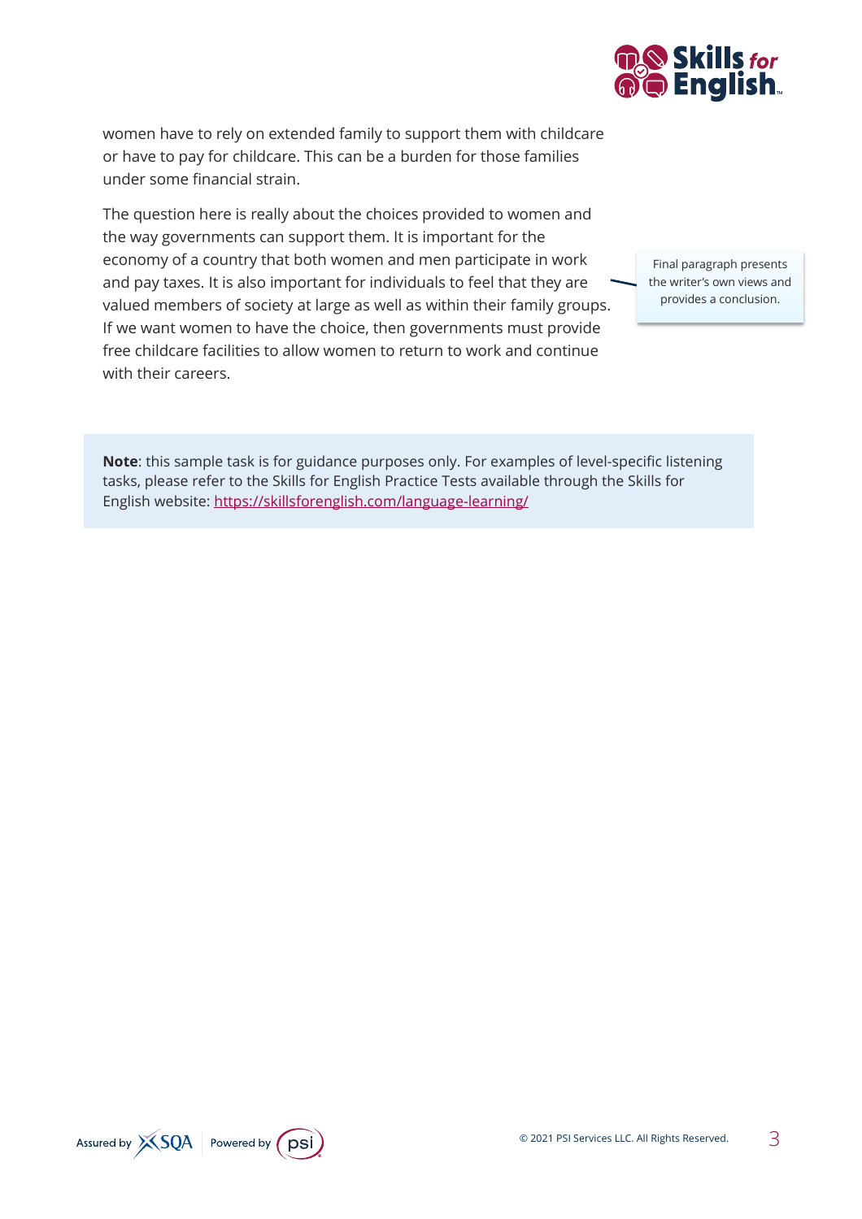women have to rely on extended family to support them with childcare or have to pay for childcare. This can be a burden for those families under some financial strain.

The question here is really about the choices provided to women and the way governments can support them. It is important for the economy of a country that both women and men participate in work and pay taxes. It is also important for individuals to feel that they are valued members of society at large as well as within their family groups. If we want women to have the choice, then governments must provide free childcare facilities to allow women to return to work and continue with their careers.

Final paragraph presents the writer's own views and provides a conclusion.

**Note**: this sample task is for guidance purposes only. For examples of level-specific listening tasks, please refer to the Skills for English Practice Tests available through the Skills for English website: https://skillsforenglish.com/language-learning/